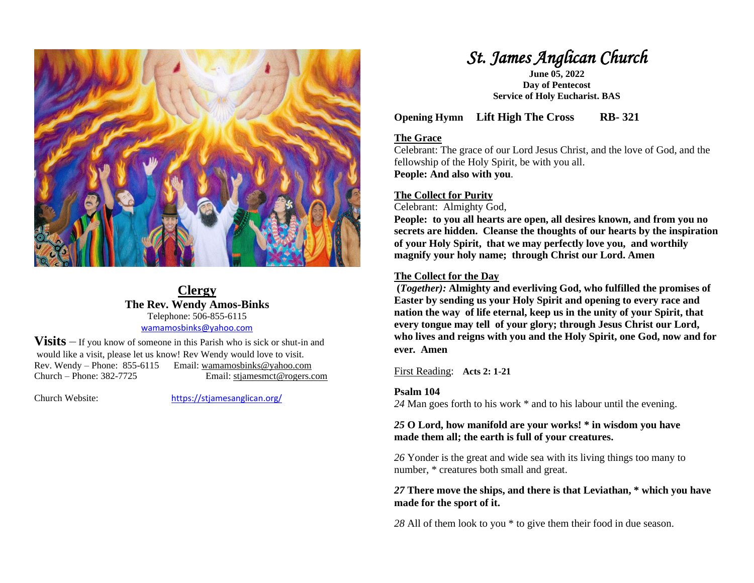## Clergy

**The Rev. Wendy Amos-Binks**
Telephone: 506-855-6115
wamamosbinks@yahoo.com

**Visits** – If you know of someone in this Parish who is sick or shut-in and would like a visit, please let us know! Rev Wendy would love to visit.
Rev. Wendy – Phone: 855-6115 Email: wamamosbinks@yahoo.com
Church – Phone: 382-7725 Email: stjamesmct@rogers.com

Church Website: https://stjamesanglican.org/

# *St. James Anglican Church*

**June 05, 2022**
**Day of Pentecost**
**Service of Holy Eucharist. BAS**

**Opening Hymn Lift High The Cross RB- 321**

**The Grace**

Celebrant: The grace of our Lord Jesus Christ, and the love of God, and the fellowship of the Holy Spirit, be with you all.
**People: And also with you**.

**The Collect for Purity**

Celebrant: Almighty God,
**People: to you all hearts are open, all desires known, and from you no secrets are hidden. Cleanse the thoughts of our hearts by the inspiration of your Holy Spirit, that we may perfectly love you, and worthily magnify your holy name; through Christ our Lord. Amen**

**The Collect for the Day**

**(*Together):* Almighty and everliving God, who fulfilled the promises of Easter by sending us your Holy Spirit and opening to every race and nation the way of life eternal, keep us in the unity of your Spirit, that every tongue may tell of your glory; through Jesus Christ our Lord, who lives and reigns with you and the Holy Spirit, one God, now and for ever. Amen**

First Reading: **Acts 2: 1-21**

**Psalm 104**

*24* Man goes forth to his work * and to his labour until the evening.

***25*** **O Lord, how manifold are your works! * in wisdom you have made them all; the earth is full of your creatures.**

*26* Yonder is the great and wide sea with its living things too many to number, * creatures both small and great.

***27*** **There move the ships, and there is that Leviathan, * which you have made for the sport of it.**

*28* All of them look to you * to give them their food in due season.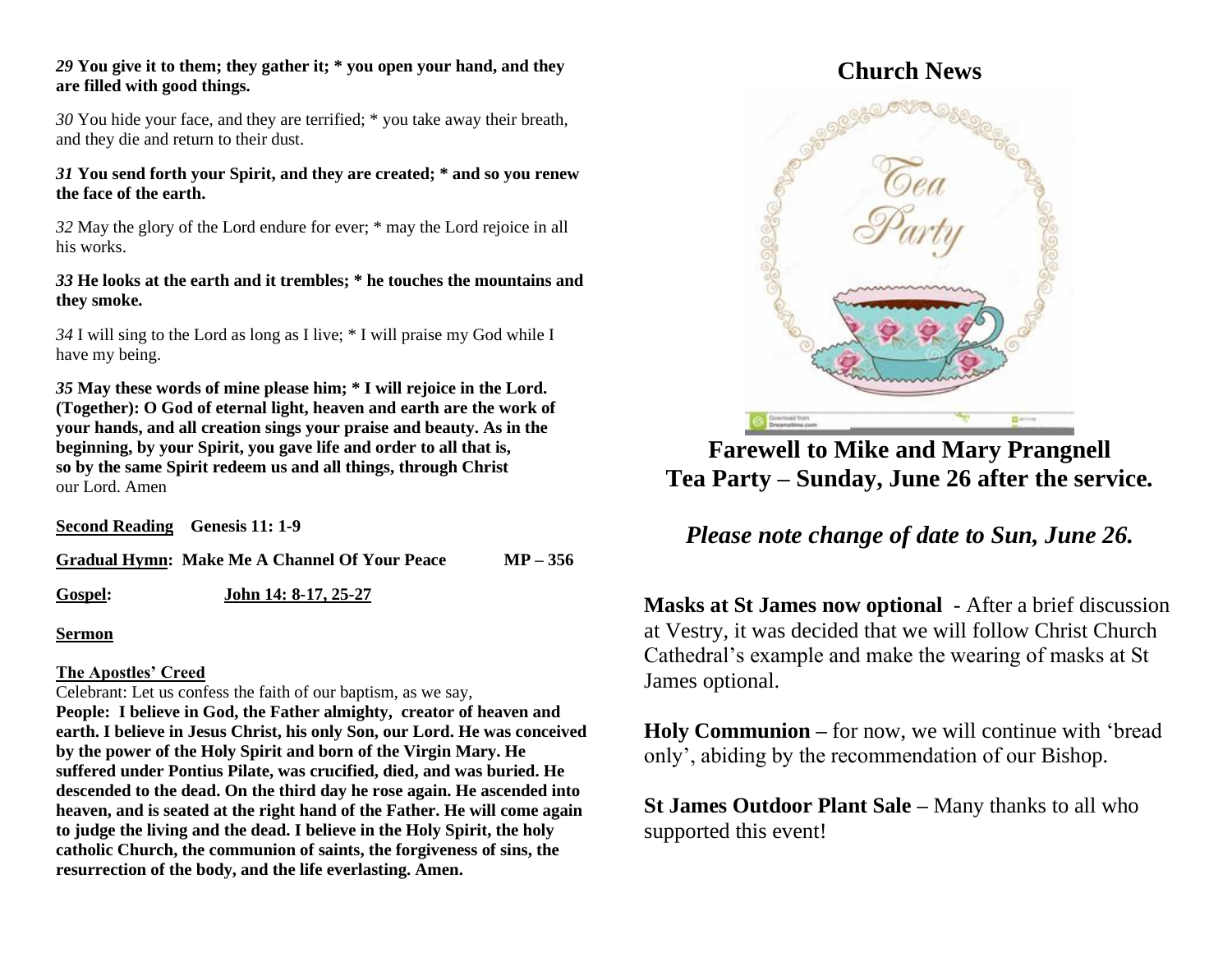*29* **You give it to them; they gather it; * you open your hand, and they are filled with good things.**

*30* You hide your face, and they are terrified; * you take away their breath, and they die and return to their dust.

*31* **You send forth your Spirit, and they are created; * and so you renew the face of the earth.**

*32* May the glory of the Lord endure for ever; * may the Lord rejoice in all his works.

*33* **He looks at the earth and it trembles; * he touches the mountains and they smoke.**

*34* I will sing to the Lord as long as I live; * I will praise my God while I have my being.

*35* **May these words of mine please him; * I will rejoice in the Lord. (Together): O God of eternal light, heaven and earth are the work of your hands, and all creation sings your praise and beauty. As in the beginning, by your Spirit, you gave life and order to all that is, so by the same Spirit redeem us and all things, through Christ** our Lord. Amen

**Second Reading** **Genesis 11: 1-9**

**Gradual Hymn: Make Me A Channel Of Your Peace** **MP – 356**

**Gospel:** **John 14: 8-17, 25-27**

**Sermon**

**The Apostles' Creed**

Celebrant: Let us confess the faith of our baptism, as we say,

**People: I believe in God, the Father almighty, creator of heaven and earth. I believe in Jesus Christ, his only Son, our Lord. He was conceived by the power of the Holy Spirit and born of the Virgin Mary. He suffered under Pontius Pilate, was crucified, died, and was buried. He descended to the dead. On the third day he rose again. He ascended into heaven, and is seated at the right hand of the Father. He will come again to judge the living and the dead. I believe in the Holy Spirit, the holy catholic Church, the communion of saints, the forgiveness of sins, the resurrection of the body, and the life everlasting. Amen.**

## Church News

## Farewell to Mike and Mary Prangnell Tea Party – Sunday, June 26 after the service.

*Please note change of date to Sun, June 26.*

**Masks at St James now optional** - After a brief discussion at Vestry, it was decided that we will follow Christ Church Cathedral's example and make the wearing of masks at St James optional.

**Holy Communion –** for now, we will continue with 'bread only', abiding by the recommendation of our Bishop.

**St James Outdoor Plant Sale –** Many thanks to all who supported this event!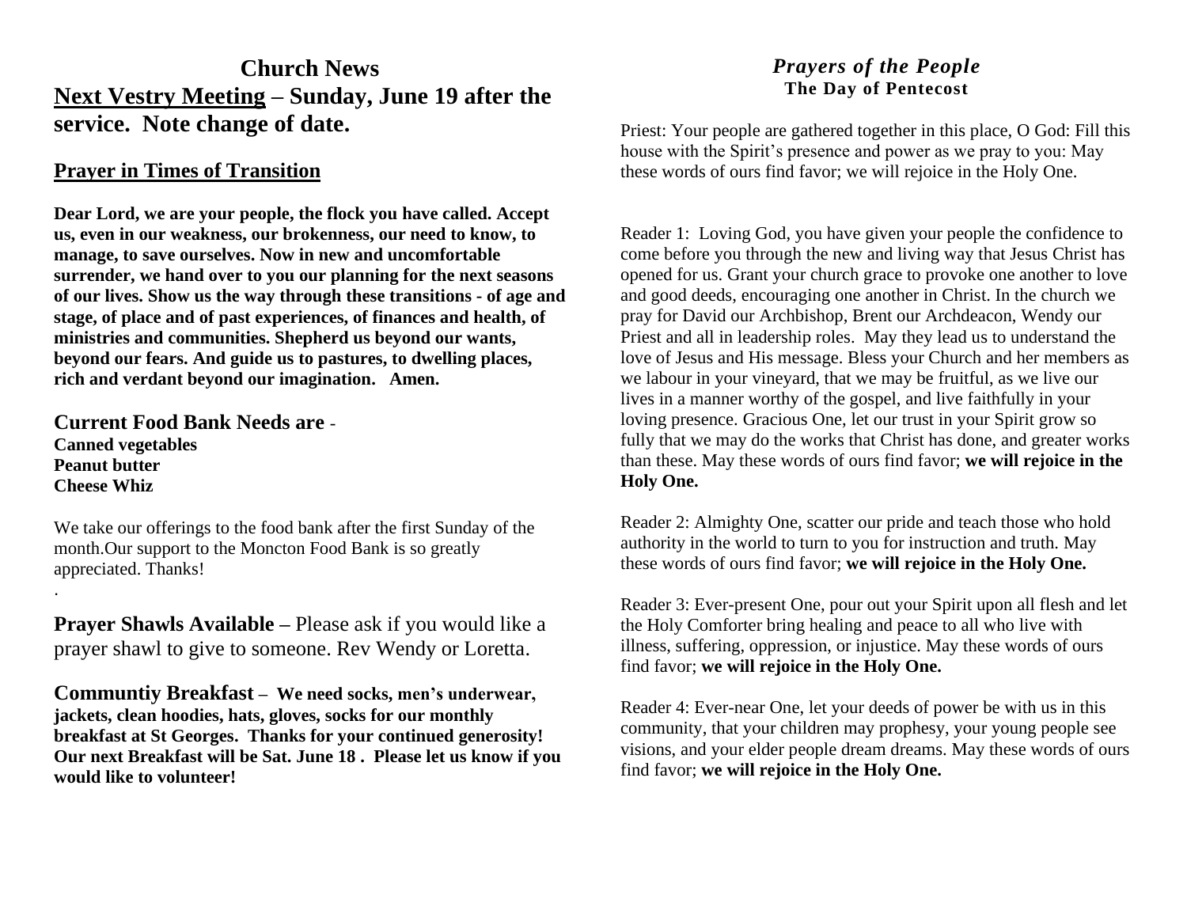# Church News

## **<u>Next Vestry Meeting</u> – Sunday, June 19 after the service. Note change of date.**

## <u>Prayer in Times of Transition</u>

**Dear Lord, we are your people, the flock you have called. Accept us, even in our weakness, our brokenness, our need to know, to manage, to save ourselves. Now in new and uncomfortable surrender, we hand over to you our planning for the next seasons of our lives. Show us the way through these transitions - of age and stage, of place and of past experiences, of finances and health, of ministries and communities. Shepherd us beyond our wants, beyond our fears. And guide us to pastures, to dwelling places, rich and verdant beyond our imagination. Amen.**

**Current Food Bank Needs are** -
**Canned vegetables**
**Peanut butter**
**Cheese Whiz**

We take our offerings to the food bank after the first Sunday of the month.Our support to the Moncton Food Bank is so greatly appreciated. Thanks!

.

**Prayer Shawls Available –** Please ask if you would like a prayer shawl to give to someone. Rev Wendy or Loretta.

**Communtiy Breakfast – We need socks, men's underwear, jackets, clean hoodies, hats, gloves, socks for our monthly breakfast at St Georges. Thanks for your continued generosity! Our next Breakfast will be Sat. June 18 . Please let us know if you would like to volunteer!**

## *Prayers of the People*

### The Day of Pentecost

Priest: Your people are gathered together in this place, O God: Fill this house with the Spirit's presence and power as we pray to you: May these words of ours find favor; we will rejoice in the Holy One.

Reader 1: Loving God, you have given your people the confidence to come before you through the new and living way that Jesus Christ has opened for us. Grant your church grace to provoke one another to love and good deeds, encouraging one another in Christ. In the church we pray for David our Archbishop, Brent our Archdeacon, Wendy our Priest and all in leadership roles. May they lead us to understand the love of Jesus and His message. Bless your Church and her members as we labour in your vineyard, that we may be fruitful, as we live our lives in a manner worthy of the gospel, and live faithfully in your loving presence. Gracious One, let our trust in your Spirit grow so fully that we may do the works that Christ has done, and greater works than these. May these words of ours find favor; **we will rejoice in the Holy One.**

Reader 2: Almighty One, scatter our pride and teach those who hold authority in the world to turn to you for instruction and truth. May these words of ours find favor; **we will rejoice in the Holy One.**

Reader 3: Ever-present One, pour out your Spirit upon all flesh and let the Holy Comforter bring healing and peace to all who live with illness, suffering, oppression, or injustice. May these words of ours find favor; **we will rejoice in the Holy One.**

Reader 4: Ever-near One, let your deeds of power be with us in this community, that your children may prophesy, your young people see visions, and your elder people dream dreams. May these words of ours find favor; **we will rejoice in the Holy One.**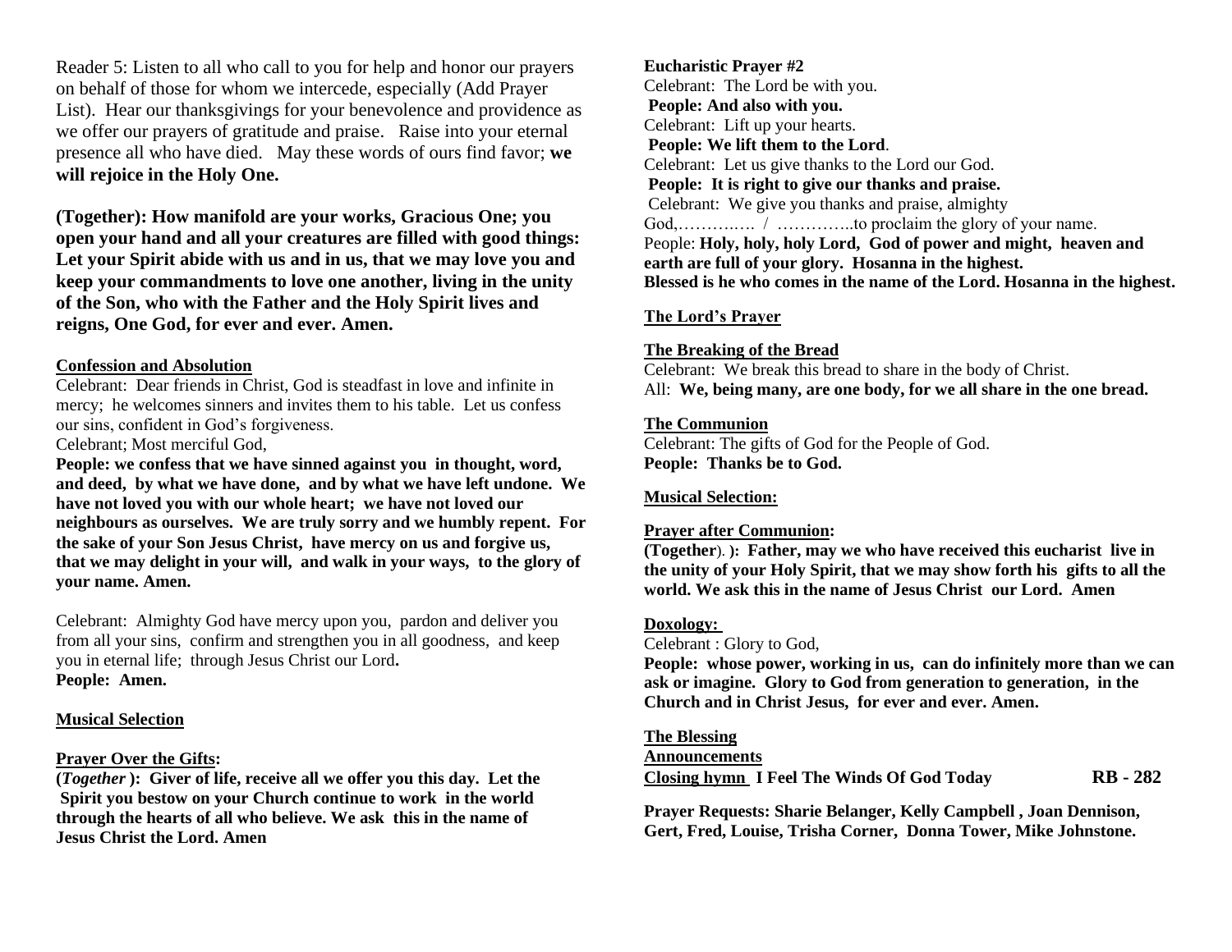Reader 5: Listen to all who call to you for help and honor our prayers on behalf of those for whom we intercede, especially (Add Prayer List). Hear our thanksgivings for your benevolence and providence as we offer our prayers of gratitude and praise. Raise into your eternal presence all who have died. May these words of ours find favor; **we will rejoice in the Holy One.**

**(Together): How manifold are your works, Gracious One; you open your hand and all your creatures are filled with good things: Let your Spirit abide with us and in us, that we may love you and keep your commandments to love one another, living in the unity of the Son, who with the Father and the Holy Spirit lives and reigns, One God, for ever and ever. Amen.**

**Confession and Absolution**

Celebrant: Dear friends in Christ, God is steadfast in love and infinite in mercy; he welcomes sinners and invites them to his table. Let us confess our sins, confident in God's forgiveness.

Celebrant; Most merciful God,

**People: we confess that we have sinned against you in thought, word, and deed, by what we have done, and by what we have left undone. We have not loved you with our whole heart; we have not loved our neighbours as ourselves. We are truly sorry and we humbly repent. For the sake of your Son Jesus Christ, have mercy on us and forgive us, that we may delight in your will, and walk in your ways, to the glory of your name. Amen.**

Celebrant: Almighty God have mercy upon you, pardon and deliver you from all your sins, confirm and strengthen you in all goodness, and keep you in eternal life; through Jesus Christ our Lord**.**
**People: Amen.**

**Musical Selection**

**Prayer Over the Gifts:**

**(*Together* ): Giver of life, receive all we offer you this day. Let the Spirit you bestow on your Church continue to work in the world through the hearts of all who believe. We ask this in the name of Jesus Christ the Lord. Amen**

**Eucharistic Prayer #2**

Celebrant: The Lord be with you.
**People: And also with you.**
Celebrant: Lift up your hearts.
**People: We lift them to the Lord**.
Celebrant: Let us give thanks to the Lord our God.
**People: It is right to give our thanks and praise.**
Celebrant: We give you thanks and praise, almighty God,…………. / …………..to proclaim the glory of your name.
People: **Holy, holy, holy Lord, God of power and might, heaven and earth are full of your glory. Hosanna in the highest.**
**Blessed is he who comes in the name of the Lord. Hosanna in the highest.**

**The Lord's Prayer**

**The Breaking of the Bread**

Celebrant: We break this bread to share in the body of Christ.
All: **We, being many, are one body, for we all share in the one bread.**

**The Communion**

Celebrant: The gifts of God for the People of God.
**People: Thanks be to God.**

**Musical Selection:**

**Prayer after Communion:**

**(Together**). **): Father, may we who have received this eucharist live in the unity of your Holy Spirit, that we may show forth his gifts to all the world. We ask this in the name of Jesus Christ our Lord. Amen**

**Doxology:**

Celebrant : Glory to God,
**People: whose power, working in us, can do infinitely more than we can ask or imagine. Glory to God from generation to generation, in the Church and in Christ Jesus, for ever and ever. Amen.**

**The Blessing**

**Announcements**

**Closing hymn I Feel The Winds Of God Today RB - 282**

**Prayer Requests: Sharie Belanger, Kelly Campbell , Joan Dennison, Gert, Fred, Louise, Trisha Corner, Donna Tower, Mike Johnstone.**